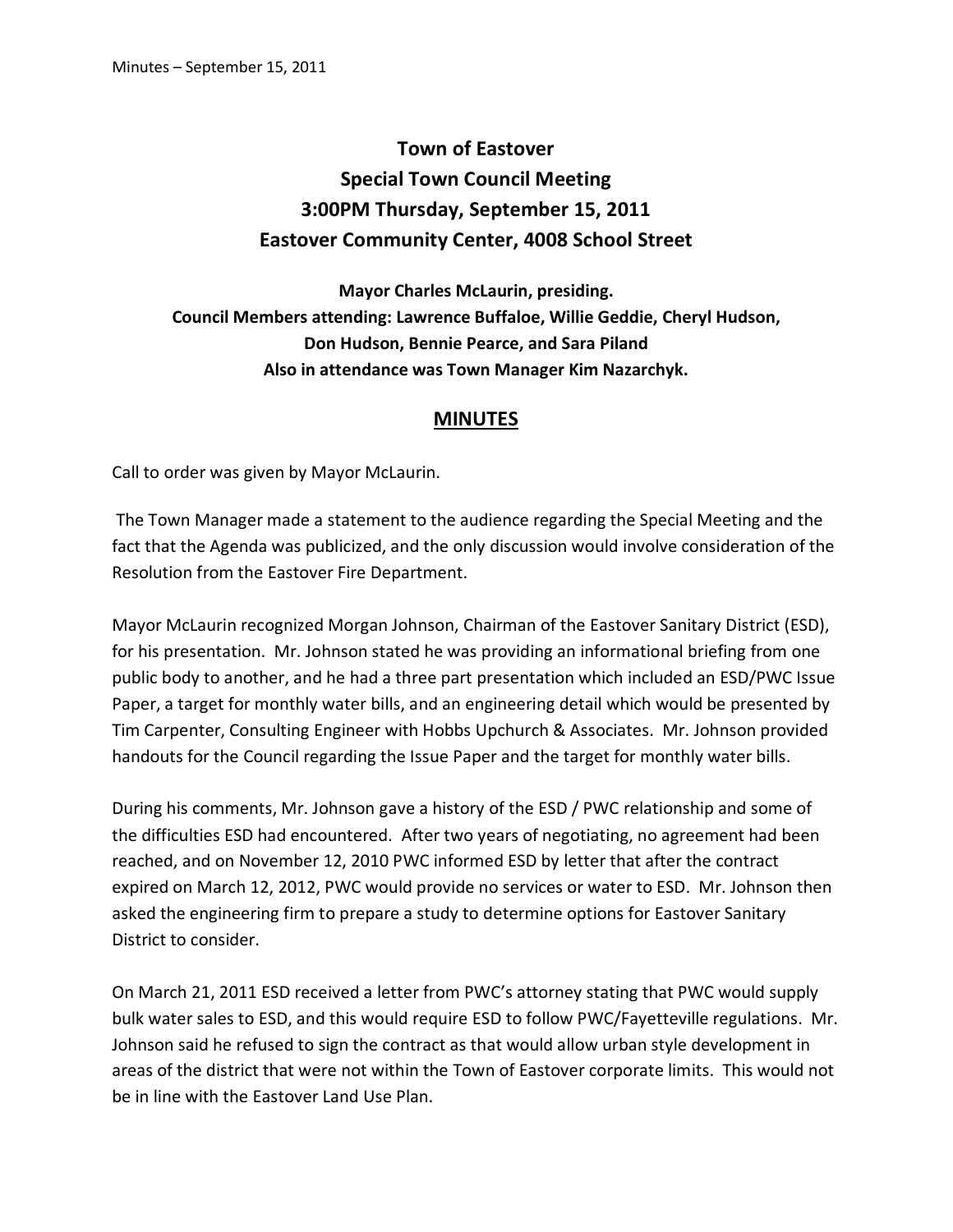# Town of Eastover
## Special Town Council Meeting
## 3:00PM Thursday, September 15, 2011
## Eastover Community Center, 4008 School Street

**Mayor Charles McLaurin, presiding.**
**Council Members attending: Lawrence Buffaloe, Willie Geddie, Cheryl Hudson, Don Hudson, Bennie Pearce, and Sara Piland**
**Also in attendance was Town Manager Kim Nazarchyk.**

## MINUTES

Call to order was given by Mayor McLaurin.

The Town Manager made a statement to the audience regarding the Special Meeting and the fact that the Agenda was publicized, and the only discussion would involve consideration of the Resolution from the Eastover Fire Department.

Mayor McLaurin recognized Morgan Johnson, Chairman of the Eastover Sanitary District (ESD), for his presentation. Mr. Johnson stated he was providing an informational briefing from one public body to another, and he had a three part presentation which included an ESD/PWC Issue Paper, a target for monthly water bills, and an engineering detail which would be presented by Tim Carpenter, Consulting Engineer with Hobbs Upchurch & Associates. Mr. Johnson provided handouts for the Council regarding the Issue Paper and the target for monthly water bills.

During his comments, Mr. Johnson gave a history of the ESD / PWC relationship and some of the difficulties ESD had encountered. After two years of negotiating, no agreement had been reached, and on November 12, 2010 PWC informed ESD by letter that after the contract expired on March 12, 2012, PWC would provide no services or water to ESD. Mr. Johnson then asked the engineering firm to prepare a study to determine options for Eastover Sanitary District to consider.

On March 21, 2011 ESD received a letter from PWC's attorney stating that PWC would supply bulk water sales to ESD, and this would require ESD to follow PWC/Fayetteville regulations. Mr. Johnson said he refused to sign the contract as that would allow urban style development in areas of the district that were not within the Town of Eastover corporate limits. This would not be in line with the Eastover Land Use Plan.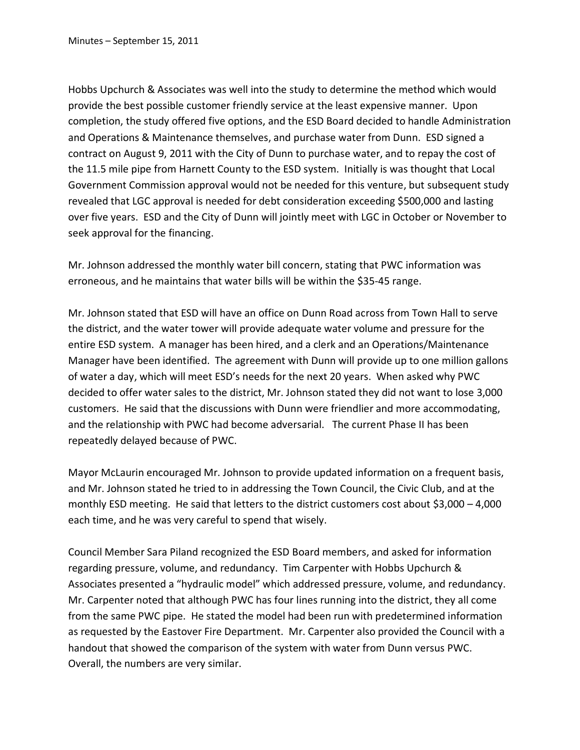Hobbs Upchurch & Associates was well into the study to determine the method which would provide the best possible customer friendly service at the least expensive manner. Upon completion, the study offered five options, and the ESD Board decided to handle Administration and Operations & Maintenance themselves, and purchase water from Dunn. ESD signed a contract on August 9, 2011 with the City of Dunn to purchase water, and to repay the cost of the 11.5 mile pipe from Harnett County to the ESD system. Initially is was thought that Local Government Commission approval would not be needed for this venture, but subsequent study revealed that LGC approval is needed for debt consideration exceeding $500,000 and lasting over five years. ESD and the City of Dunn will jointly meet with LGC in October or November to seek approval for the financing.

Mr. Johnson addressed the monthly water bill concern, stating that PWC information was erroneous, and he maintains that water bills will be within the $35-45 range.

Mr. Johnson stated that ESD will have an office on Dunn Road across from Town Hall to serve the district, and the water tower will provide adequate water volume and pressure for the entire ESD system. A manager has been hired, and a clerk and an Operations/Maintenance Manager have been identified. The agreement with Dunn will provide up to one million gallons of water a day, which will meet ESD's needs for the next 20 years. When asked why PWC decided to offer water sales to the district, Mr. Johnson stated they did not want to lose 3,000 customers. He said that the discussions with Dunn were friendlier and more accommodating, and the relationship with PWC had become adversarial. The current Phase II has been repeatedly delayed because of PWC.

Mayor McLaurin encouraged Mr. Johnson to provide updated information on a frequent basis, and Mr. Johnson stated he tried to in addressing the Town Council, the Civic Club, and at the monthly ESD meeting. He said that letters to the district customers cost about $3,000 – 4,000 each time, and he was very careful to spend that wisely.

Council Member Sara Piland recognized the ESD Board members, and asked for information regarding pressure, volume, and redundancy. Tim Carpenter with Hobbs Upchurch & Associates presented a "hydraulic model" which addressed pressure, volume, and redundancy. Mr. Carpenter noted that although PWC has four lines running into the district, they all come from the same PWC pipe. He stated the model had been run with predetermined information as requested by the Eastover Fire Department. Mr. Carpenter also provided the Council with a handout that showed the comparison of the system with water from Dunn versus PWC. Overall, the numbers are very similar.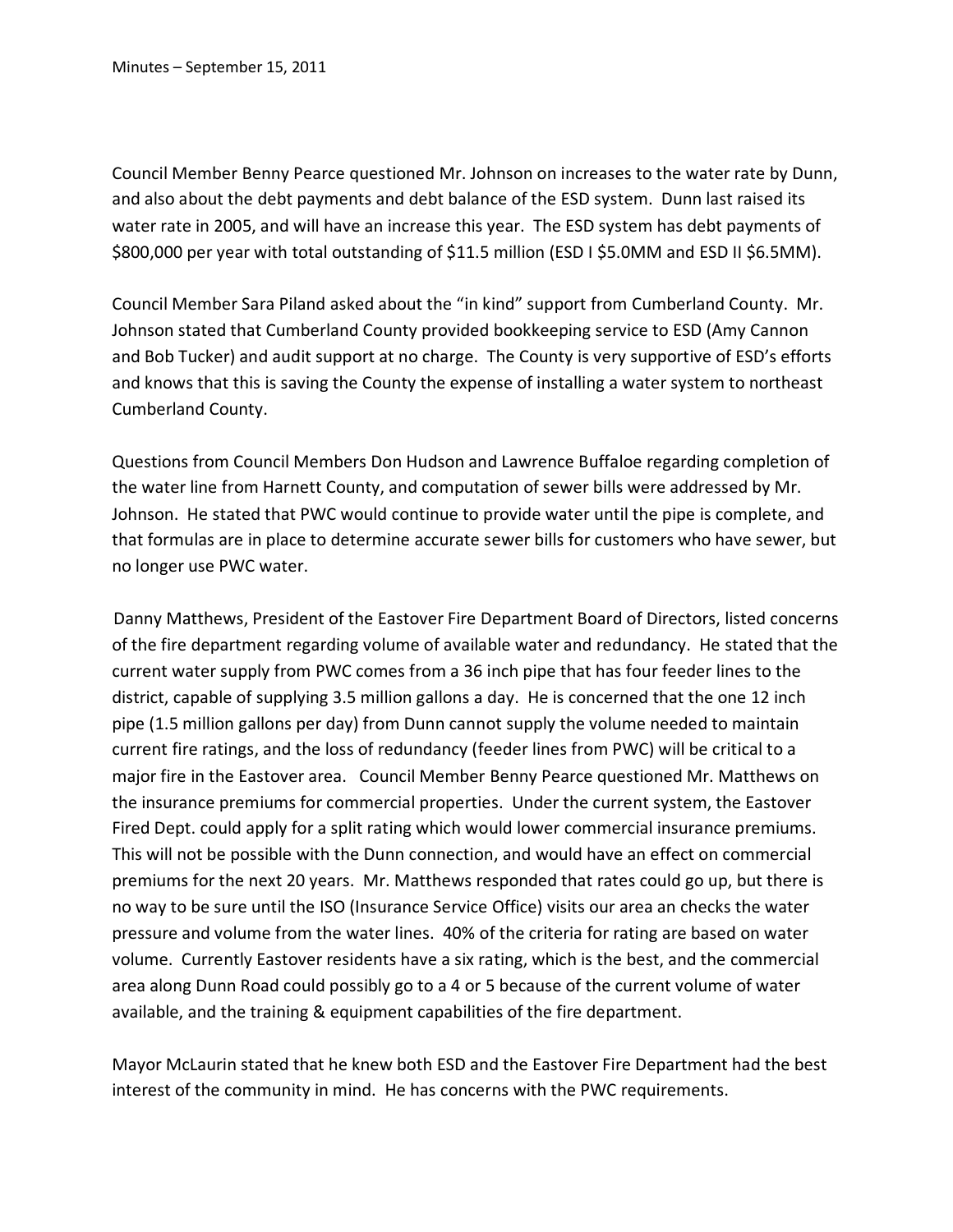Council Member Benny Pearce questioned Mr. Johnson on increases to the water rate by Dunn, and also about the debt payments and debt balance of the ESD system. Dunn last raised its water rate in 2005, and will have an increase this year. The ESD system has debt payments of $800,000 per year with total outstanding of $11.5 million (ESD I $5.0MM and ESD II $6.5MM).

Council Member Sara Piland asked about the "in kind" support from Cumberland County. Mr. Johnson stated that Cumberland County provided bookkeeping service to ESD (Amy Cannon and Bob Tucker) and audit support at no charge. The County is very supportive of ESD's efforts and knows that this is saving the County the expense of installing a water system to northeast Cumberland County.

Questions from Council Members Don Hudson and Lawrence Buffaloe regarding completion of the water line from Harnett County, and computation of sewer bills were addressed by Mr. Johnson. He stated that PWC would continue to provide water until the pipe is complete, and that formulas are in place to determine accurate sewer bills for customers who have sewer, but no longer use PWC water.

Danny Matthews, President of the Eastover Fire Department Board of Directors, listed concerns of the fire department regarding volume of available water and redundancy. He stated that the current water supply from PWC comes from a 36 inch pipe that has four feeder lines to the district, capable of supplying 3.5 million gallons a day. He is concerned that the one 12 inch pipe (1.5 million gallons per day) from Dunn cannot supply the volume needed to maintain current fire ratings, and the loss of redundancy (feeder lines from PWC) will be critical to a major fire in the Eastover area. Council Member Benny Pearce questioned Mr. Matthews on the insurance premiums for commercial properties. Under the current system, the Eastover Fired Dept. could apply for a split rating which would lower commercial insurance premiums. This will not be possible with the Dunn connection, and would have an effect on commercial premiums for the next 20 years. Mr. Matthews responded that rates could go up, but there is no way to be sure until the ISO (Insurance Service Office) visits our area an checks the water pressure and volume from the water lines. 40% of the criteria for rating are based on water volume. Currently Eastover residents have a six rating, which is the best, and the commercial area along Dunn Road could possibly go to a 4 or 5 because of the current volume of water available, and the training & equipment capabilities of the fire department.

Mayor McLaurin stated that he knew both ESD and the Eastover Fire Department had the best interest of the community in mind. He has concerns with the PWC requirements.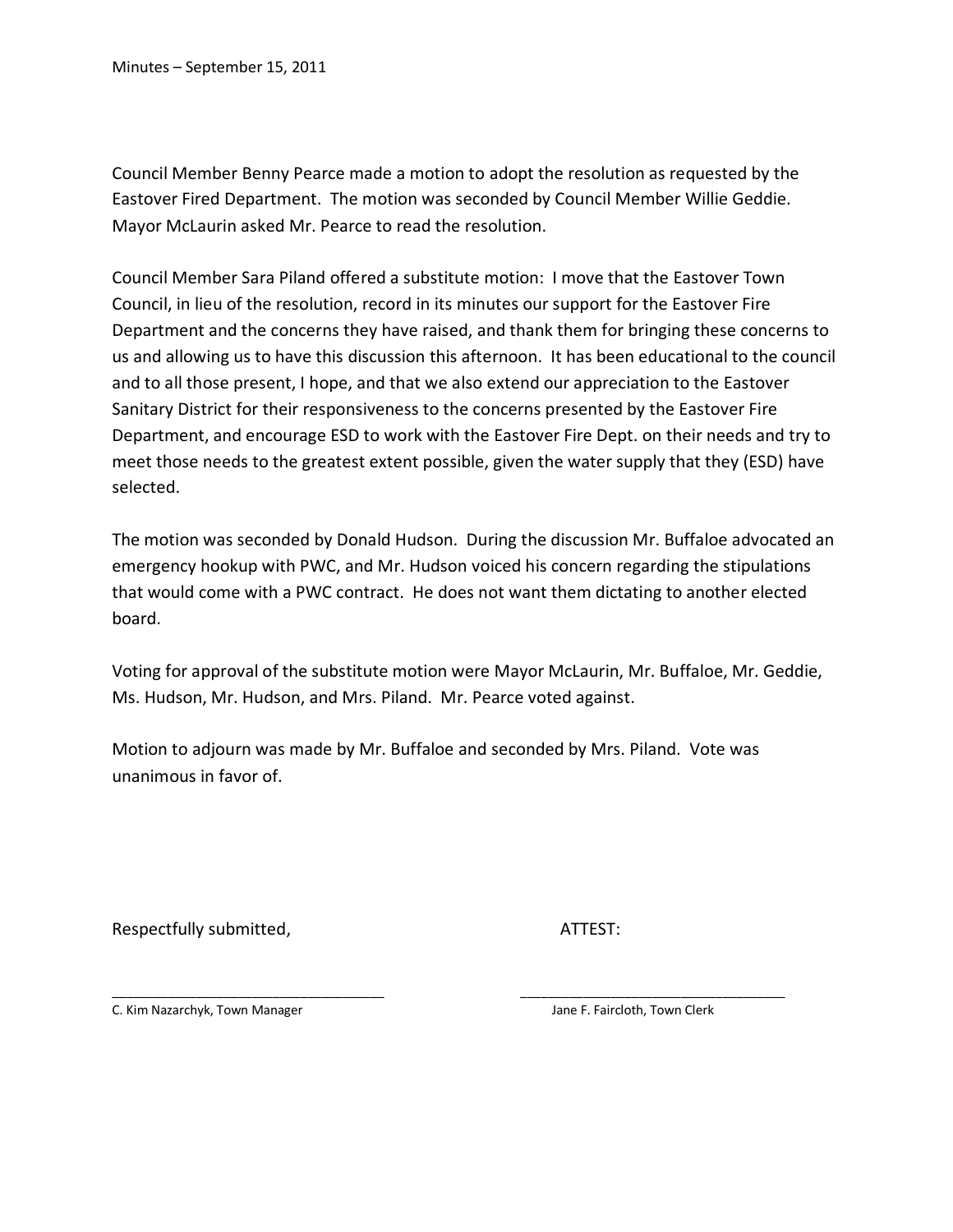Council Member Benny Pearce made a motion to adopt the resolution as requested by the Eastover Fired Department. The motion was seconded by Council Member Willie Geddie. Mayor McLaurin asked Mr. Pearce to read the resolution.

Council Member Sara Piland offered a substitute motion: I move that the Eastover Town Council, in lieu of the resolution, record in its minutes our support for the Eastover Fire Department and the concerns they have raised, and thank them for bringing these concerns to us and allowing us to have this discussion this afternoon. It has been educational to the council and to all those present, I hope, and that we also extend our appreciation to the Eastover Sanitary District for their responsiveness to the concerns presented by the Eastover Fire Department, and encourage ESD to work with the Eastover Fire Dept. on their needs and try to meet those needs to the greatest extent possible, given the water supply that they (ESD) have selected.

The motion was seconded by Donald Hudson. During the discussion Mr. Buffaloe advocated an emergency hookup with PWC, and Mr. Hudson voiced his concern regarding the stipulations that would come with a PWC contract. He does not want them dictating to another elected board.

Voting for approval of the substitute motion were Mayor McLaurin, Mr. Buffaloe, Mr. Geddie, Ms. Hudson, Mr. Hudson, and Mrs. Piland. Mr. Pearce voted against.

Motion to adjourn was made by Mr. Buffaloe and seconded by Mrs. Piland. Vote was unanimous in favor of.

Respectfully submitted,

ATTEST:

\_\_\_\_\_\_\_\_\_\_\_\_\_\_\_\_\_\_\_\_\_\_\_\_\_\_\_\_\_\_\_\_\_\_
C. Kim Nazarchyk, Town Manager

\_\_\_\_\_\_\_\_\_\_\_\_\_\_\_\_\_\_\_\_\_\_\_\_\_\_\_\_\_\_\_\_\_\_
Jane F. Faircloth, Town Clerk